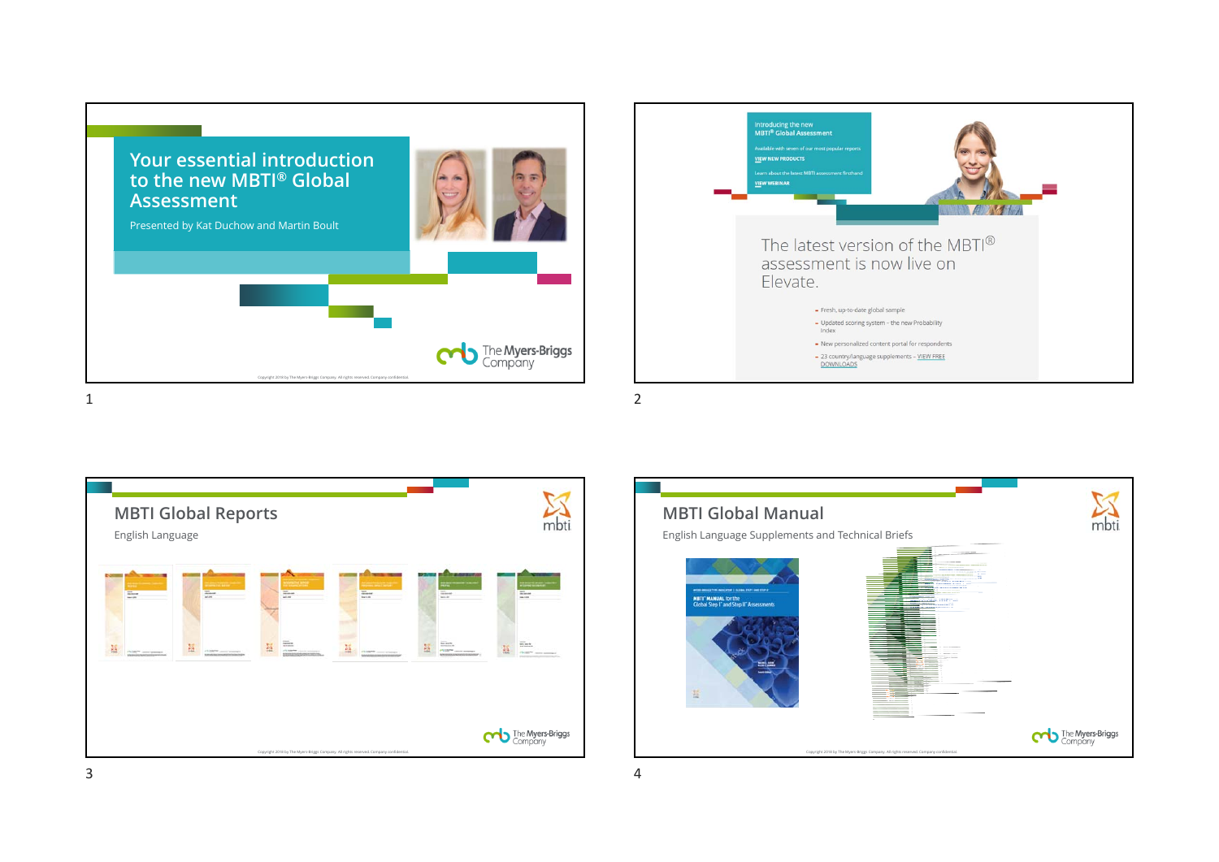# Your essential introduction to the new MBTI® Global Assessment

Presented by Kat Duchow and Martin Boult

The Myers-Briggs Company

Copyright 2019 by The Myers-Briggs Company. All rights reserved. Company confidential.

---

Introducing the new MBTI® Global Assessment

Available with seven of our most popular reports

VIEW NEW PRODUCTS

Learn about the latest MBTI assessment firsthand

VIEW WEBINAR

The latest version of the MBTI® assessment is now live on Elevate.

- Fresh, up-to-date global sample
- Updated scoring system – the new Probability Index
- New personalized content portal for respondents
- 23 country/language supplements – VIEW FREE DOWNLOADS

---

## MBTI Global Reports

English Language

mbti

The Myers-Briggs Company

Copyright 2019 by The Myers-Briggs Company. All rights reserved. Company confidential.

---

## MBTI Global Manual

English Language Supplements and Technical Briefs

MBTI® MANUAL for the Global Step I™ and Step II™ Assessments

mbti

The Myers-Briggs Company

Copyright 2019 by The Myers-Briggs Company. All rights reserved. Company confidential.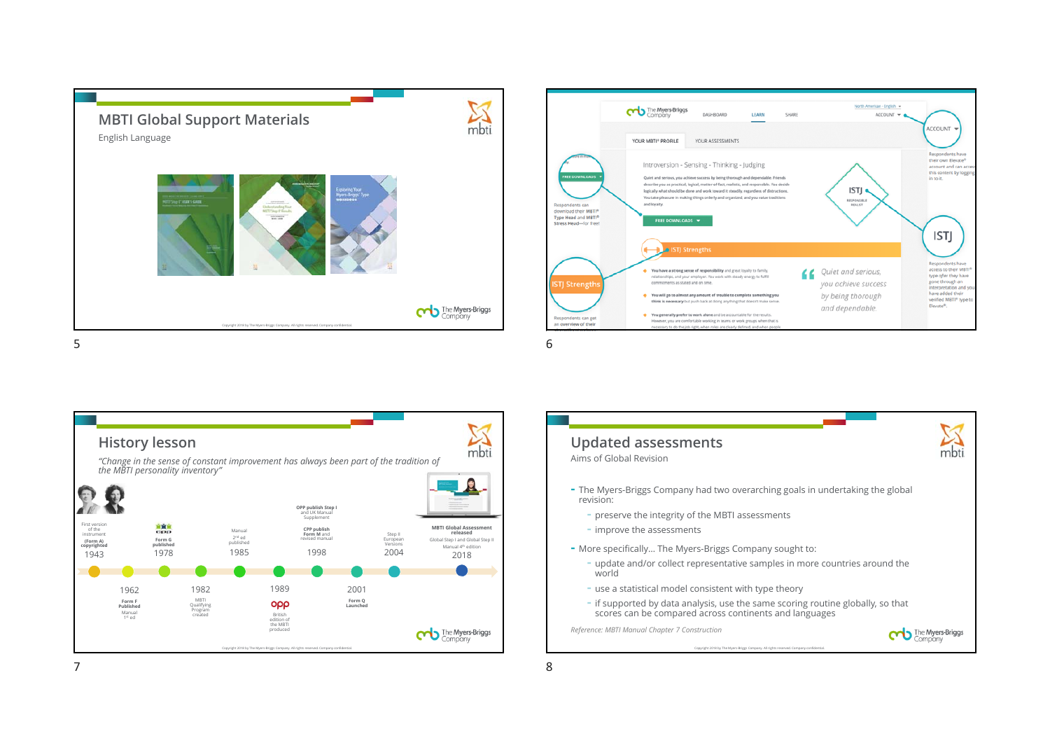## MBTI Global Support Materials

English Language

## History lesson

*"Change in the sense of constant improvement has always been part of the tradition of the MBTI personality inventory"*

- 1943 – First version of the instrument (Form A) copyrighted
- 1962 – Form F Published; Manual 1st ed
- 1978 – Form G published
- 1982 – MBTI Qualifying Program created
- 1985 – Manual 2nd ed published
- 1989 – British edition of the MBTI produced
- 1998 – OPP publish Step I and UK Manual Supplement; CPP publish Form M and revised manual
- 2001 – Form Q Launched
- 2004 – Step II European Versions
- 2018 – MBTI Global Assessment released; Global Step I and Global Step II; Manual 4th edition

## Updated assessments

Aims of Global Revision

- The Myers-Briggs Company had two overarching goals in undertaking the global revision:
  - preserve the integrity of the MBTI assessments
  - improve the assessments
- More specifically... The Myers-Briggs Company sought to:
  - update and/or collect representative samples in more countries around the world
  - use a statistical model consistent with type theory
  - if supported by data analysis, use the same scoring routine globally, so that scores can be compared across continents and languages

*Reference: MBTI Manual Chapter 7 Construction*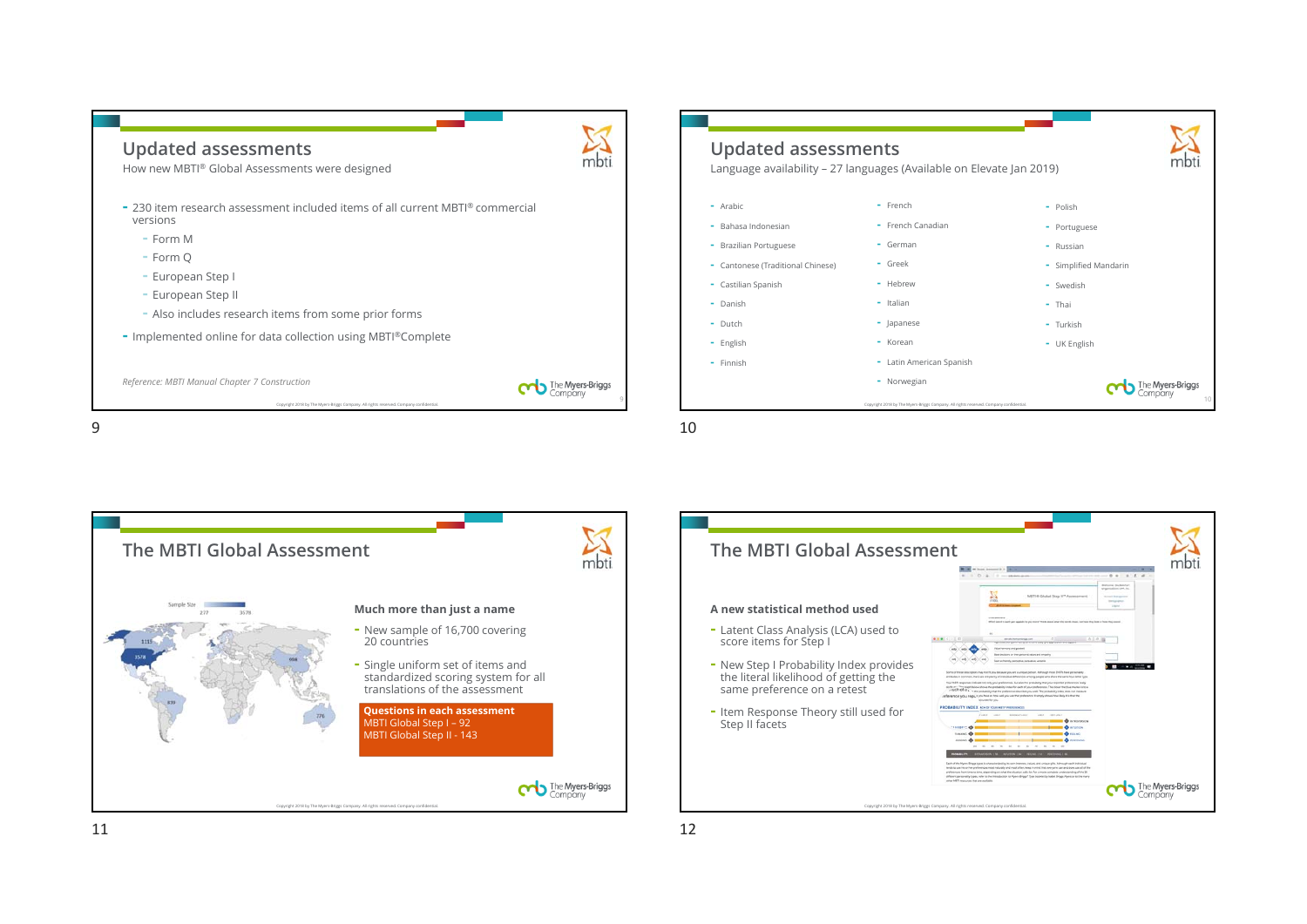## Updated assessments

How new MBTI® Global Assessments were designed

- 230 item research assessment included items of all current MBTI® commercial versions
  - Form M
  - Form Q
  - European Step I
  - European Step II
  - Also includes research items from some prior forms
- Implemented online for data collection using MBTI®Complete

*Reference: MBTI Manual Chapter 7 Construction*

## Updated assessments

Language availability – 27 languages (Available on Elevate Jan 2019)

- Arabic
- Bahasa Indonesian
- Brazilian Portuguese
- Cantonese (Traditional Chinese)
- Castilian Spanish
- Danish
- Dutch
- English
- Finnish
- French
- French Canadian
- German
- Greek
- Hebrew
- Italian
- Japanese
- Korean
- Latin American Spanish
- Norwegian
- Polish
- Portuguese
- Russian
- Simplified Mandarin
- Swedish
- Thai
- Turkish
- UK English

## The MBTI Global Assessment

**Much more than just a name**

- New sample of 16,700 covering 20 countries
- Single uniform set of items and standardized scoring system for all translations of the assessment

**Questions in each assessment**
MBTI Global Step I – 92
MBTI Global Step II - 143

## The MBTI Global Assessment

**A new statistical method used**

- Latent Class Analysis (LCA) used to score items for Step I
- New Step I Probability Index provides the literal likelihood of getting the same preference on a retest
- Item Response Theory still used for Step II facets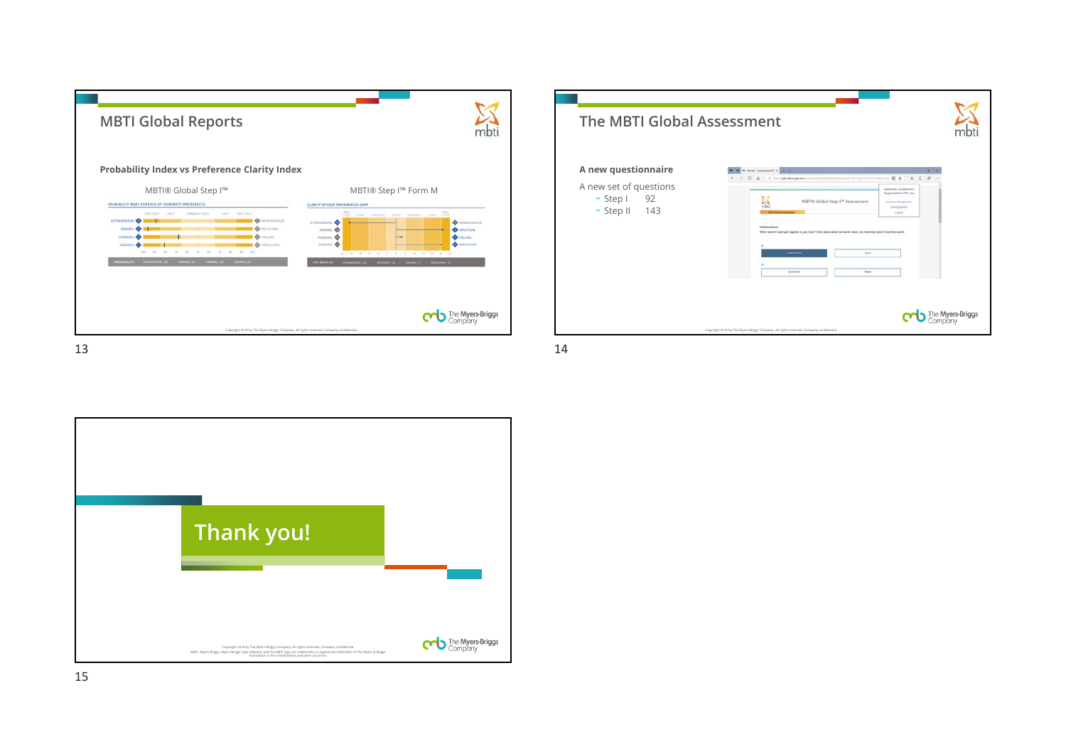## MBTI Global Reports

**Probability Index vs Preference Clarity Index**

MBTI® Global Step I™

MBTI® Step I™ Form M

Copyright 2018 by The Myers-Briggs Company. All rights reserved. Company confidential.

## The MBTI Global Assessment

**A new questionnaire**

A new set of questions

- Step I 92
- Step II 143

Copyright 2018 by The Myers-Briggs Company. All rights reserved. Company confidential.

## Thank you!

Copyright 2018 by The Myers-Briggs Company. All rights reserved. Company confidential.
MBTI, Myers-Briggs, Myers-Briggs Type Indicator and the MBTI logo are trademarks or registered trademarks of The Myers & Briggs Foundation in the United States and other countries.